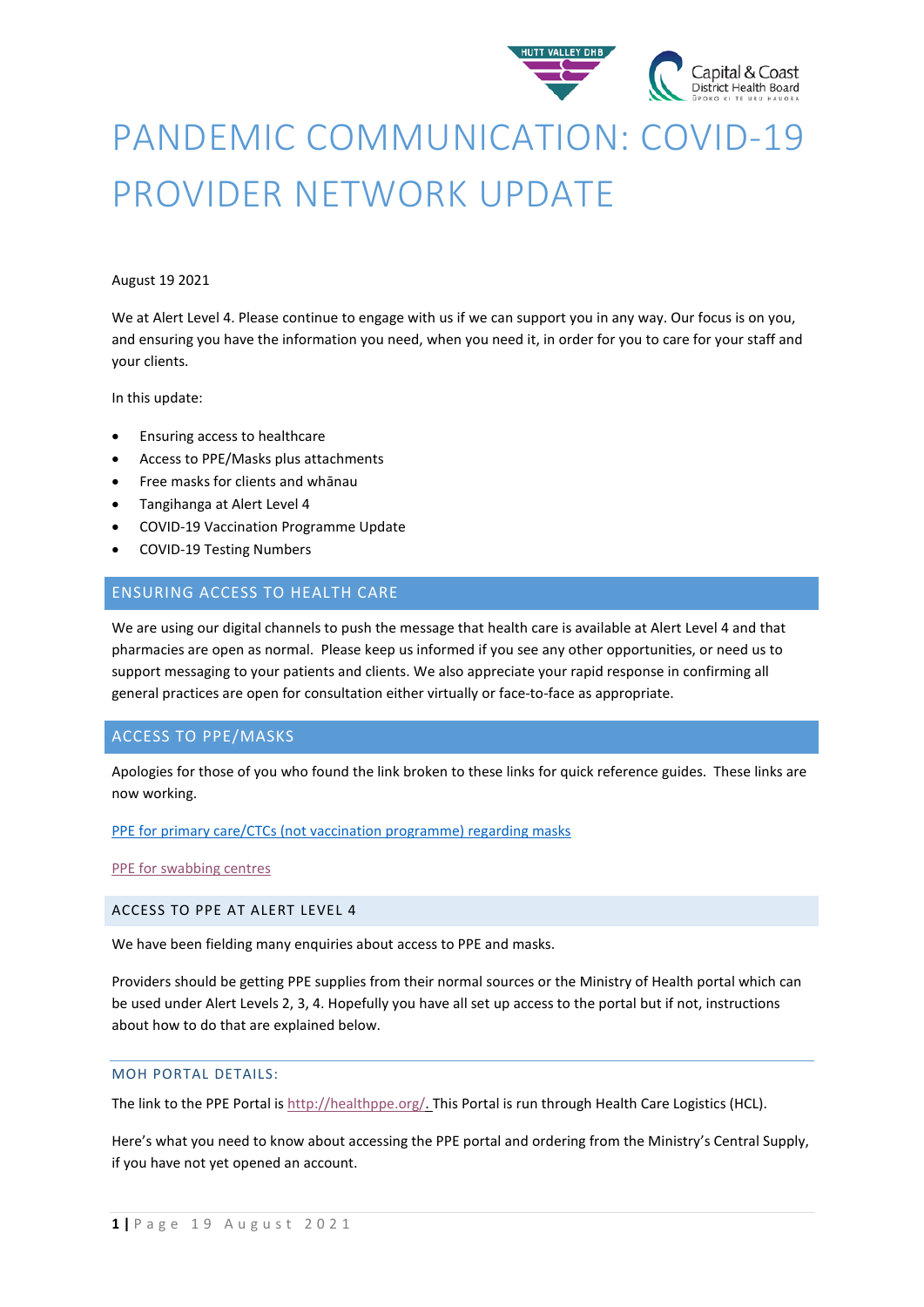# PANDEMIC COMMUNICATION: COVID-19 PROVIDER NETWORK UPDATE

August 19 2021

We at Alert Level 4. Please continue to engage with us if we can support you in any way. Our focus is on you, and ensuring you have the information you need, when you need it, in order for you to care for your staff and your clients.

In this update:

- Ensuring access to healthcare
- Access to PPE/Masks plus attachments
- Free masks for clients and whānau
- Tangihanga at Alert Level 4
- COVID-19 Vaccination Programme Update
- COVID-19 Testing Numbers

## ENSURING ACCESS TO HEALTH CARE

We are using our digital channels to push the message that health care is available at Alert Level 4 and that pharmacies are open as normal. Please keep us informed if you see any other opportunities, or need us to support messaging to your patients and clients. We also appreciate your rapid response in confirming all general practices are open for consultation either virtually or face-to-face as appropriate.

## ACCESS TO PPE/MASKS

Apologies for those of you who found the link broken to these links for quick reference guides. These links are now working.

[PPE for primary care/CTCs (not vaccination programme) regarding masks]

[PPE for swabbing centres]

### ACCESS TO PPE AT ALERT LEVEL 4

We have been fielding many enquiries about access to PPE and masks.

Providers should be getting PPE supplies from their normal sources or the Ministry of Health portal which can be used under Alert Levels 2, 3, 4. Hopefully you have all set up access to the portal but if not, instructions about how to do that are explained below.

#### MOH PORTAL DETAILS:

The link to the PPE Portal is http://healthppe.org/. This Portal is run through Health Care Logistics (HCL).

Here's what you need to know about accessing the PPE portal and ordering from the Ministry's Central Supply, if you have not yet opened an account.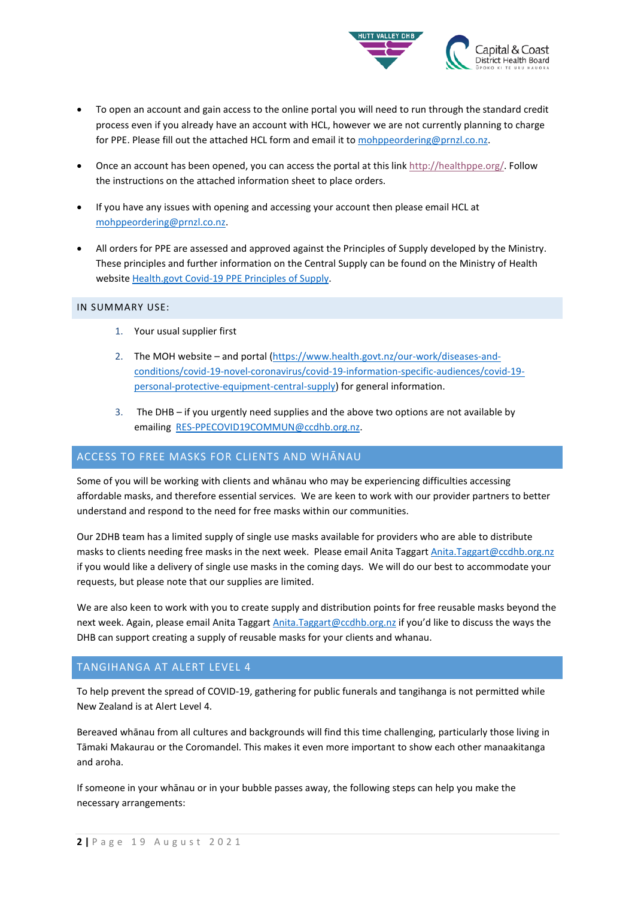- To open an account and gain access to the online portal you will need to run through the standard credit process even if you already have an account with HCL, however we are not currently planning to charge for PPE. Please fill out the attached HCL form and email it to mohppeordering@prnzl.co.nz.
- Once an account has been opened, you can access the portal at this link http://healthppe.org/. Follow the instructions on the attached information sheet to place orders.
- If you have any issues with opening and accessing your account then please email HCL at mohppeordering@prnzl.co.nz.
- All orders for PPE are assessed and approved against the Principles of Supply developed by the Ministry. These principles and further information on the Central Supply can be found on the Ministry of Health website Health.govt Covid-19 PPE Principles of Supply.

## IN SUMMARY USE:

1. Your usual supplier first
2. The MOH website – and portal (https://www.health.govt.nz/our-work/diseases-and-conditions/covid-19-novel-coronavirus/covid-19-information-specific-audiences/covid-19-personal-protective-equipment-central-supply) for general information.
3. The DHB – if you urgently need supplies and the above two options are not available by emailing RES-PPECOVID19COMMUN@ccdhb.org.nz.

## ACCESS TO FREE MASKS FOR CLIENTS AND WHĀNAU

Some of you will be working with clients and whānau who may be experiencing difficulties accessing affordable masks, and therefore essential services. We are keen to work with our provider partners to better understand and respond to the need for free masks within our communities.

Our 2DHB team has a limited supply of single use masks available for providers who are able to distribute masks to clients needing free masks in the next week. Please email Anita Taggart Anita.Taggart@ccdhb.org.nz if you would like a delivery of single use masks in the coming days. We will do our best to accommodate your requests, but please note that our supplies are limited.

We are also keen to work with you to create supply and distribution points for free reusable masks beyond the next week. Again, please email Anita Taggart Anita.Taggart@ccdhb.org.nz if you'd like to discuss the ways the DHB can support creating a supply of reusable masks for your clients and whanau.

## TANGIHANGA AT ALERT LEVEL 4

To help prevent the spread of COVID-19, gathering for public funerals and tangihanga is not permitted while New Zealand is at Alert Level 4.

Bereaved whānau from all cultures and backgrounds will find this time challenging, particularly those living in Tāmaki Makaurau or the Coromandel. This makes it even more important to show each other manaakitanga and aroha.

If someone in your whānau or in your bubble passes away, the following steps can help you make the necessary arrangements: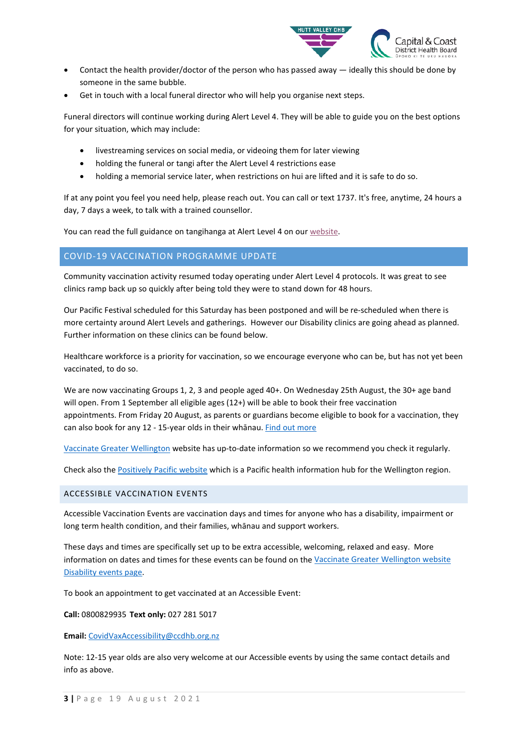- Contact the health provider/doctor of the person who has passed away — ideally this should be done by someone in the same bubble.
- Get in touch with a local funeral director who will help you organise next steps.

Funeral directors will continue working during Alert Level 4. They will be able to guide you on the best options for your situation, which may include:

- livestreaming services on social media, or videoing them for later viewing
- holding the funeral or tangi after the Alert Level 4 restrictions ease
- holding a memorial service later, when restrictions on hui are lifted and it is safe to do so.

If at any point you feel you need help, please reach out. You can call or text 1737. It's free, anytime, 24 hours a day, 7 days a week, to talk with a trained counsellor.

You can read the full guidance on tangihanga at Alert Level 4 on our website.

## COVID-19 VACCINATION PROGRAMME UPDATE

Community vaccination activity resumed today operating under Alert Level 4 protocols. It was great to see clinics ramp back up so quickly after being told they were to stand down for 48 hours.

Our Pacific Festival scheduled for this Saturday has been postponed and will be re-scheduled when there is more certainty around Alert Levels and gatherings. However our Disability clinics are going ahead as planned. Further information on these clinics can be found below.

Healthcare workforce is a priority for vaccination, so we encourage everyone who can be, but has not yet been vaccinated, to do so.

We are now vaccinating Groups 1, 2, 3 and people aged 40+. On Wednesday 25th August, the 30+ age band will open. From 1 September all eligible ages (12+) will be able to book their free vaccination appointments. From Friday 20 August, as parents or guardians become eligible to book for a vaccination, they can also book for any 12 - 15-year olds in their whānau. Find out more

Vaccinate Greater Wellington website has up-to-date information so we recommend you check it regularly.

Check also the Positively Pacific website which is a Pacific health information hub for the Wellington region.

### ACCESSIBLE VACCINATION EVENTS

Accessible Vaccination Events are vaccination days and times for anyone who has a disability, impairment or long term health condition, and their families, whānau and support workers.

These days and times are specifically set up to be extra accessible, welcoming, relaxed and easy. More information on dates and times for these events can be found on the Vaccinate Greater Wellington website Disability events page.

To book an appointment to get vaccinated at an Accessible Event:

**Call:** 0800829935 **Text only:** 027 281 5017

**Email:** CovidVaxAccessibility@ccdhb.org.nz

Note: 12-15 year olds are also very welcome at our Accessible events by using the same contact details and info as above.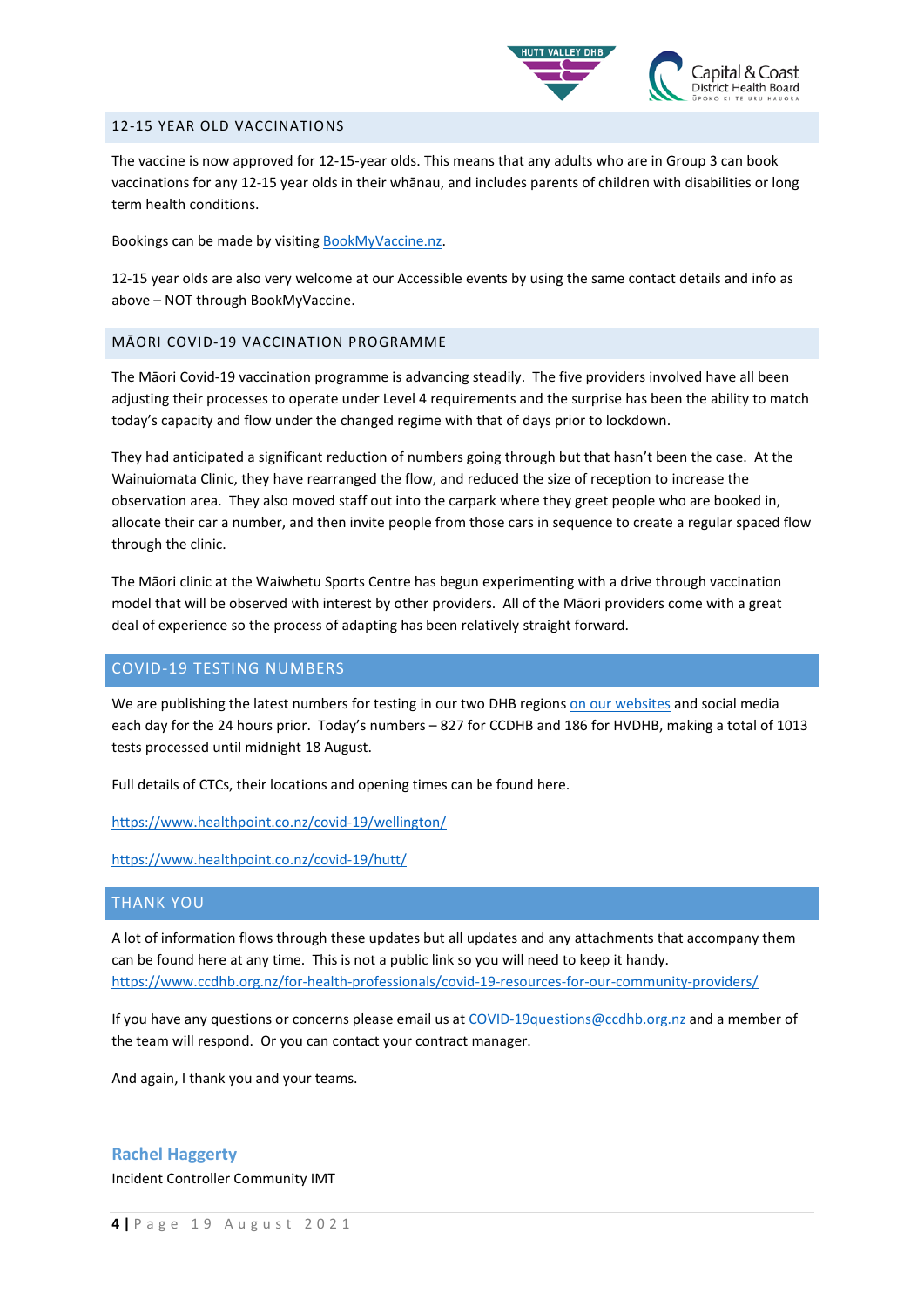## 12-15 YEAR OLD VACCINATIONS

The vaccine is now approved for 12-15-year olds. This means that any adults who are in Group 3 can book vaccinations for any 12-15 year olds in their whānau, and includes parents of children with disabilities or long term health conditions.

Bookings can be made by visiting BookMyVaccine.nz.

12-15 year olds are also very welcome at our Accessible events by using the same contact details and info as above – NOT through BookMyVaccine.

## MĀORI COVID-19 VACCINATION PROGRAMME

The Māori Covid-19 vaccination programme is advancing steadily. The five providers involved have all been adjusting their processes to operate under Level 4 requirements and the surprise has been the ability to match today's capacity and flow under the changed regime with that of days prior to lockdown.

They had anticipated a significant reduction of numbers going through but that hasn't been the case. At the Wainuiomata Clinic, they have rearranged the flow, and reduced the size of reception to increase the observation area. They also moved staff out into the carpark where they greet people who are booked in, allocate their car a number, and then invite people from those cars in sequence to create a regular spaced flow through the clinic.

The Māori clinic at the Waiwhetu Sports Centre has begun experimenting with a drive through vaccination model that will be observed with interest by other providers. All of the Māori providers come with a great deal of experience so the process of adapting has been relatively straight forward.

## COVID-19 TESTING NUMBERS

We are publishing the latest numbers for testing in our two DHB regions on our websites and social media each day for the 24 hours prior. Today's numbers – 827 for CCDHB and 186 for HVDHB, making a total of 1013 tests processed until midnight 18 August.

Full details of CTCs, their locations and opening times can be found here.

https://www.healthpoint.co.nz/covid-19/wellington/

https://www.healthpoint.co.nz/covid-19/hutt/

## THANK YOU

A lot of information flows through these updates but all updates and any attachments that accompany them can be found here at any time. This is not a public link so you will need to keep it handy.
https://www.ccdhb.org.nz/for-health-professionals/covid-19-resources-for-our-community-providers/

If you have any questions or concerns please email us at COVID-19questions@ccdhb.org.nz and a member of the team will respond. Or you can contact your contract manager.

And again, I thank you and your teams.

**Rachel Haggerty**
Incident Controller Community IMT